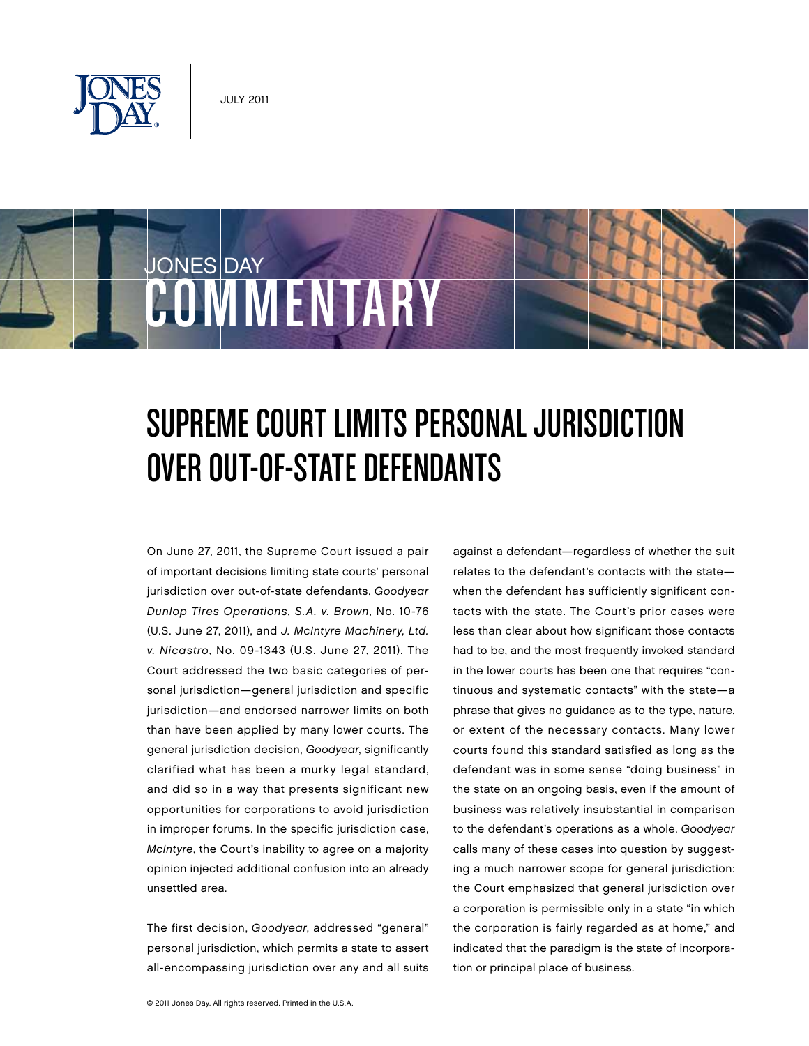JULY 2011

JONES DAY

# COMMENTARY

# SUPREME COURT LIMITS PERSONAL JURISDICTION OVER OUT-OF-STATE DEFENDANTS

On June 27, 2011, the Supreme Court issued a pair of important decisions limiting state courts' personal jurisdiction over out-of-state defendants, *Goodyear Dunlop Tires Operations, S.A. v. Brown*, No. 10-76 (U.S. June 27, 2011), and *J. McIntyre Machinery, Ltd. v. Nicastro*, No. 09-1343 (U.S. June 27, 2011). The Court addressed the two basic categories of personal jurisdiction—general jurisdiction and specific jurisdiction—and endorsed narrower limits on both than have been applied by many lower courts. The general jurisdiction decision, *Goodyear*, significantly clarified what has been a murky legal standard, and did so in a way that presents significant new opportunities for corporations to avoid jurisdiction in improper forums. In the specific jurisdiction case, *McIntyre*, the Court's inability to agree on a majority opinion injected additional confusion into an already unsettled area.

The first decision, *Goodyear*, addressed "general" personal jurisdiction, which permits a state to assert all-encompassing jurisdiction over any and all suits against a defendant—regardless of whether the suit relates to the defendant's contacts with the state—when the defendant has sufficiently significant contacts with the state. The Court's prior cases were less than clear about how significant those contacts had to be, and the most frequently invoked standard in the lower courts has been one that requires "continuous and systematic contacts" with the state—a phrase that gives no guidance as to the type, nature, or extent of the necessary contacts. Many lower courts found this standard satisfied as long as the defendant was in some sense "doing business" in the state on an ongoing basis, even if the amount of business was relatively insubstantial in comparison to the defendant's operations as a whole. *Goodyear* calls many of these cases into question by suggesting a much narrower scope for general jurisdiction: the Court emphasized that general jurisdiction over a corporation is permissible only in a state "in which the corporation is fairly regarded as at home," and indicated that the paradigm is the state of incorporation or principal place of business.

© 2011 Jones Day. All rights reserved. Printed in the U.S.A.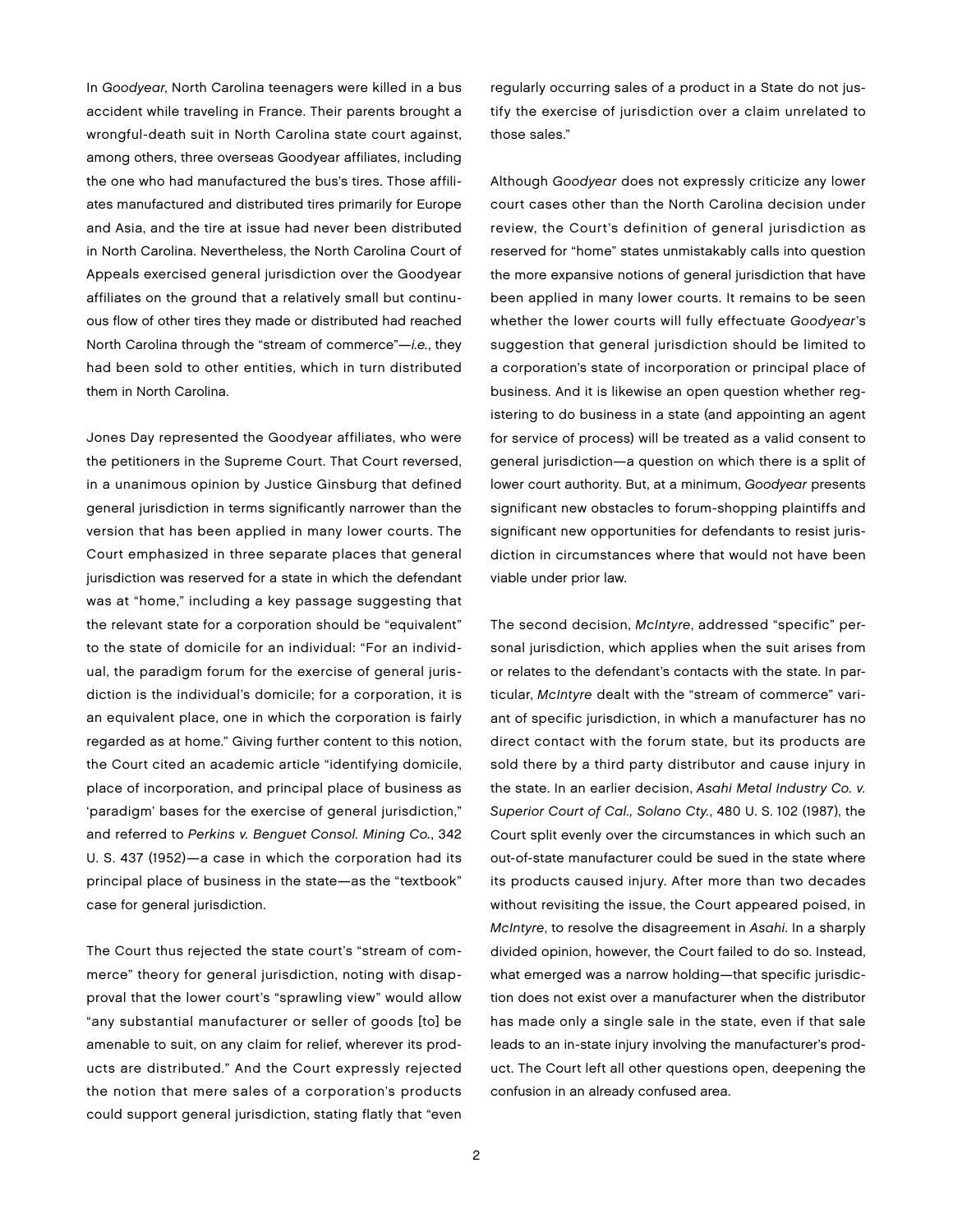In *Goodyear*, North Carolina teenagers were killed in a bus accident while traveling in France. Their parents brought a wrongful-death suit in North Carolina state court against, among others, three overseas Goodyear affiliates, including the one who had manufactured the bus's tires. Those affiliates manufactured and distributed tires primarily for Europe and Asia, and the tire at issue had never been distributed in North Carolina. Nevertheless, the North Carolina Court of Appeals exercised general jurisdiction over the Goodyear affiliates on the ground that a relatively small but continuous flow of other tires they made or distributed had reached North Carolina through the "stream of commerce"—*i.e.*, they had been sold to other entities, which in turn distributed them in North Carolina.

Jones Day represented the Goodyear affiliates, who were the petitioners in the Supreme Court. That Court reversed, in a unanimous opinion by Justice Ginsburg that defined general jurisdiction in terms significantly narrower than the version that has been applied in many lower courts. The Court emphasized in three separate places that general jurisdiction was reserved for a state in which the defendant was at "home," including a key passage suggesting that the relevant state for a corporation should be "equivalent" to the state of domicile for an individual: "For an individual, the paradigm forum for the exercise of general jurisdiction is the individual's domicile; for a corporation, it is an equivalent place, one in which the corporation is fairly regarded as at home." Giving further content to this notion, the Court cited an academic article "identifying domicile, place of incorporation, and principal place of business as 'paradigm' bases for the exercise of general jurisdiction," and referred to *Perkins v. Benguet Consol. Mining Co.*, 342 U. S. 437 (1952)—a case in which the corporation had its principal place of business in the state—as the "textbook" case for general jurisdiction.

The Court thus rejected the state court's "stream of commerce" theory for general jurisdiction, noting with disapproval that the lower court's "sprawling view" would allow "any substantial manufacturer or seller of goods [to] be amenable to suit, on any claim for relief, wherever its products are distributed." And the Court expressly rejected the notion that mere sales of a corporation's products could support general jurisdiction, stating flatly that "even regularly occurring sales of a product in a State do not justify the exercise of jurisdiction over a claim unrelated to those sales."

Although *Goodyear* does not expressly criticize any lower court cases other than the North Carolina decision under review, the Court's definition of general jurisdiction as reserved for "home" states unmistakably calls into question the more expansive notions of general jurisdiction that have been applied in many lower courts. It remains to be seen whether the lower courts will fully effectuate *Goodyear*'s suggestion that general jurisdiction should be limited to a corporation's state of incorporation or principal place of business. And it is likewise an open question whether registering to do business in a state (and appointing an agent for service of process) will be treated as a valid consent to general jurisdiction—a question on which there is a split of lower court authority. But, at a minimum, *Goodyear* presents significant new obstacles to forum-shopping plaintiffs and significant new opportunities for defendants to resist jurisdiction in circumstances where that would not have been viable under prior law.

The second decision, *McIntyre*, addressed "specific" personal jurisdiction, which applies when the suit arises from or relates to the defendant's contacts with the state. In particular, *McIntyre* dealt with the "stream of commerce" variant of specific jurisdiction, in which a manufacturer has no direct contact with the forum state, but its products are sold there by a third party distributor and cause injury in the state. In an earlier decision, *Asahi Metal Industry Co. v. Superior Court of Cal., Solano Cty.*, 480 U. S. 102 (1987), the Court split evenly over the circumstances in which such an out-of-state manufacturer could be sued in the state where its products caused injury. After more than two decades without revisiting the issue, the Court appeared poised, in *McIntyre*, to resolve the disagreement in *Asahi*. In a sharply divided opinion, however, the Court failed to do so. Instead, what emerged was a narrow holding—that specific jurisdiction does not exist over a manufacturer when the distributor has made only a single sale in the state, even if that sale leads to an in-state injury involving the manufacturer's product. The Court left all other questions open, deepening the confusion in an already confused area.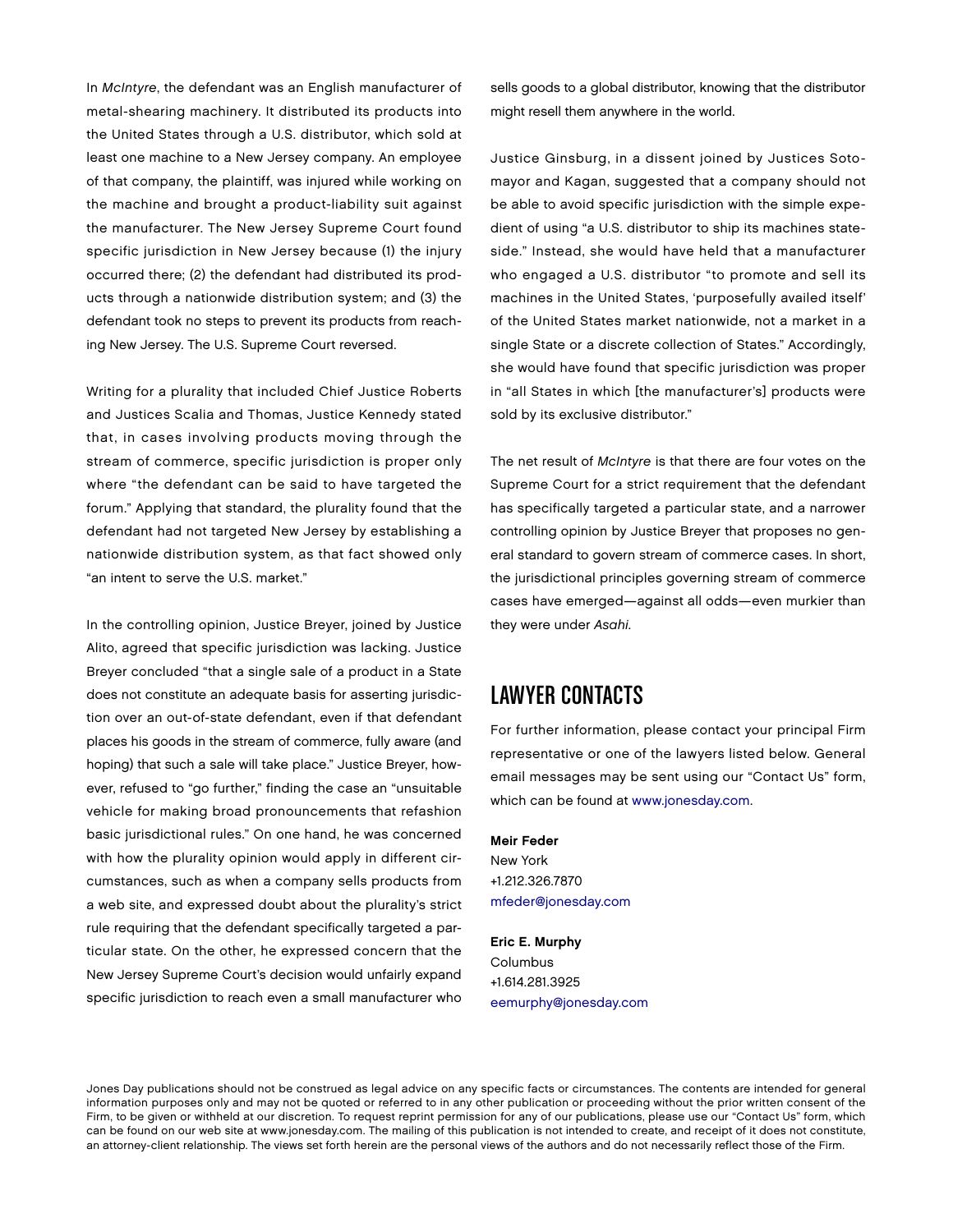In *McIntyre*, the defendant was an English manufacturer of metal-shearing machinery. It distributed its products into the United States through a U.S. distributor, which sold at least one machine to a New Jersey company. An employee of that company, the plaintiff, was injured while working on the machine and brought a product-liability suit against the manufacturer. The New Jersey Supreme Court found specific jurisdiction in New Jersey because (1) the injury occurred there; (2) the defendant had distributed its products through a nationwide distribution system; and (3) the defendant took no steps to prevent its products from reaching New Jersey. The U.S. Supreme Court reversed.

Writing for a plurality that included Chief Justice Roberts and Justices Scalia and Thomas, Justice Kennedy stated that, in cases involving products moving through the stream of commerce, specific jurisdiction is proper only where "the defendant can be said to have targeted the forum." Applying that standard, the plurality found that the defendant had not targeted New Jersey by establishing a nationwide distribution system, as that fact showed only "an intent to serve the U.S. market."

In the controlling opinion, Justice Breyer, joined by Justice Alito, agreed that specific jurisdiction was lacking. Justice Breyer concluded "that a single sale of a product in a State does not constitute an adequate basis for asserting jurisdiction over an out-of-state defendant, even if that defendant places his goods in the stream of commerce, fully aware (and hoping) that such a sale will take place." Justice Breyer, however, refused to "go further," finding the case an "unsuitable vehicle for making broad pronouncements that refashion basic jurisdictional rules." On one hand, he was concerned with how the plurality opinion would apply in different circumstances, such as when a company sells products from a web site, and expressed doubt about the plurality's strict rule requiring that the defendant specifically targeted a particular state. On the other, he expressed concern that the New Jersey Supreme Court's decision would unfairly expand specific jurisdiction to reach even a small manufacturer who sells goods to a global distributor, knowing that the distributor might resell them anywhere in the world.

Justice Ginsburg, in a dissent joined by Justices Sotomayor and Kagan, suggested that a company should not be able to avoid specific jurisdiction with the simple expedient of using "a U.S. distributor to ship its machines stateside." Instead, she would have held that a manufacturer who engaged a U.S. distributor "to promote and sell its machines in the United States, 'purposefully availed itself' of the United States market nationwide, not a market in a single State or a discrete collection of States." Accordingly, she would have found that specific jurisdiction was proper in "all States in which [the manufacturer's] products were sold by its exclusive distributor."

The net result of *McIntyre* is that there are four votes on the Supreme Court for a strict requirement that the defendant has specifically targeted a particular state, and a narrower controlling opinion by Justice Breyer that proposes no general standard to govern stream of commerce cases. In short, the jurisdictional principles governing stream of commerce cases have emerged—against all odds—even murkier than they were under *Asahi*.

## LAWYER CONTACTS

For further information, please contact your principal Firm representative or one of the lawyers listed below. General email messages may be sent using our "Contact Us" form, which can be found at www.jonesday.com.

**Meir Feder**
New York
+1.212.326.7870
mfeder@jonesday.com

**Eric E. Murphy**
Columbus
+1.614.281.3925
eemurphy@jonesday.com

Jones Day publications should not be construed as legal advice on any specific facts or circumstances. The contents are intended for general information purposes only and may not be quoted or referred to in any other publication or proceeding without the prior written consent of the Firm, to be given or withheld at our discretion. To request reprint permission for any of our publications, please use our "Contact Us" form, which can be found on our web site at www.jonesday.com. The mailing of this publication is not intended to create, and receipt of it does not constitute, an attorney-client relationship. The views set forth herein are the personal views of the authors and do not necessarily reflect those of the Firm.